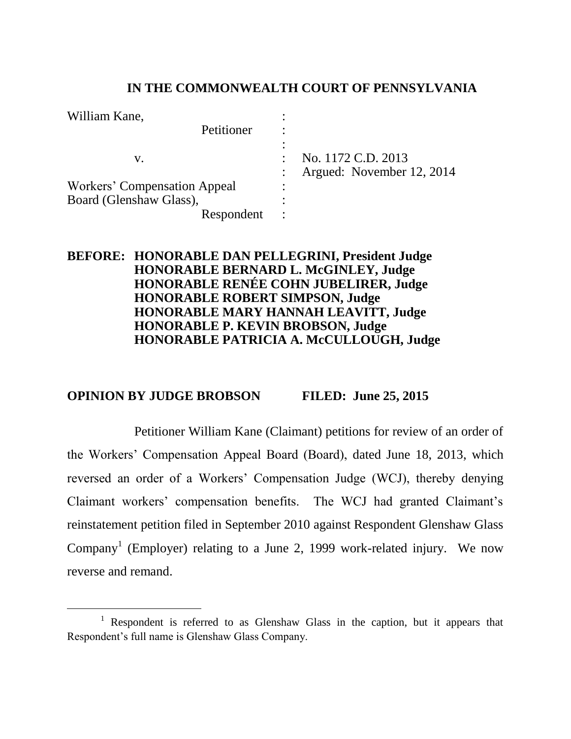**IN THE COMMONWEALTH COURT OF PENNSYLVANIA**

| | | |
|---|---|---|
| William Kane, | : | |
| Petitioner | : | |
| | : | |
| v. | : | No. 1172 C.D. 2013 |
| | : | Argued: November 12, 2014 |
| Workers' Compensation Appeal | : | |
| Board (Glenshaw Glass), | : | |
| Respondent | : | |

**BEFORE: HONORABLE DAN PELLEGRINI, President Judge**
**HONORABLE BERNARD L. McGINLEY, Judge**
**HONORABLE RENÉE COHN JUBELIRER, Judge**
**HONORABLE ROBERT SIMPSON, Judge**
**HONORABLE MARY HANNAH LEAVITT, Judge**
**HONORABLE P. KEVIN BROBSON, Judge**
**HONORABLE PATRICIA A. McCULLOUGH, Judge**

**OPINION BY JUDGE BROBSON FILED: June 25, 2015**

Petitioner William Kane (Claimant) petitions for review of an order of the Workers' Compensation Appeal Board (Board), dated June 18, 2013, which reversed an order of a Workers' Compensation Judge (WCJ), thereby denying Claimant workers' compensation benefits. The WCJ had granted Claimant's reinstatement petition filed in September 2010 against Respondent Glenshaw Glass Company[1] (Employer) relating to a June 2, 1999 work-related injury. We now reverse and remand.

---

[1] Respondent is referred to as Glenshaw Glass in the caption, but it appears that Respondent's full name is Glenshaw Glass Company.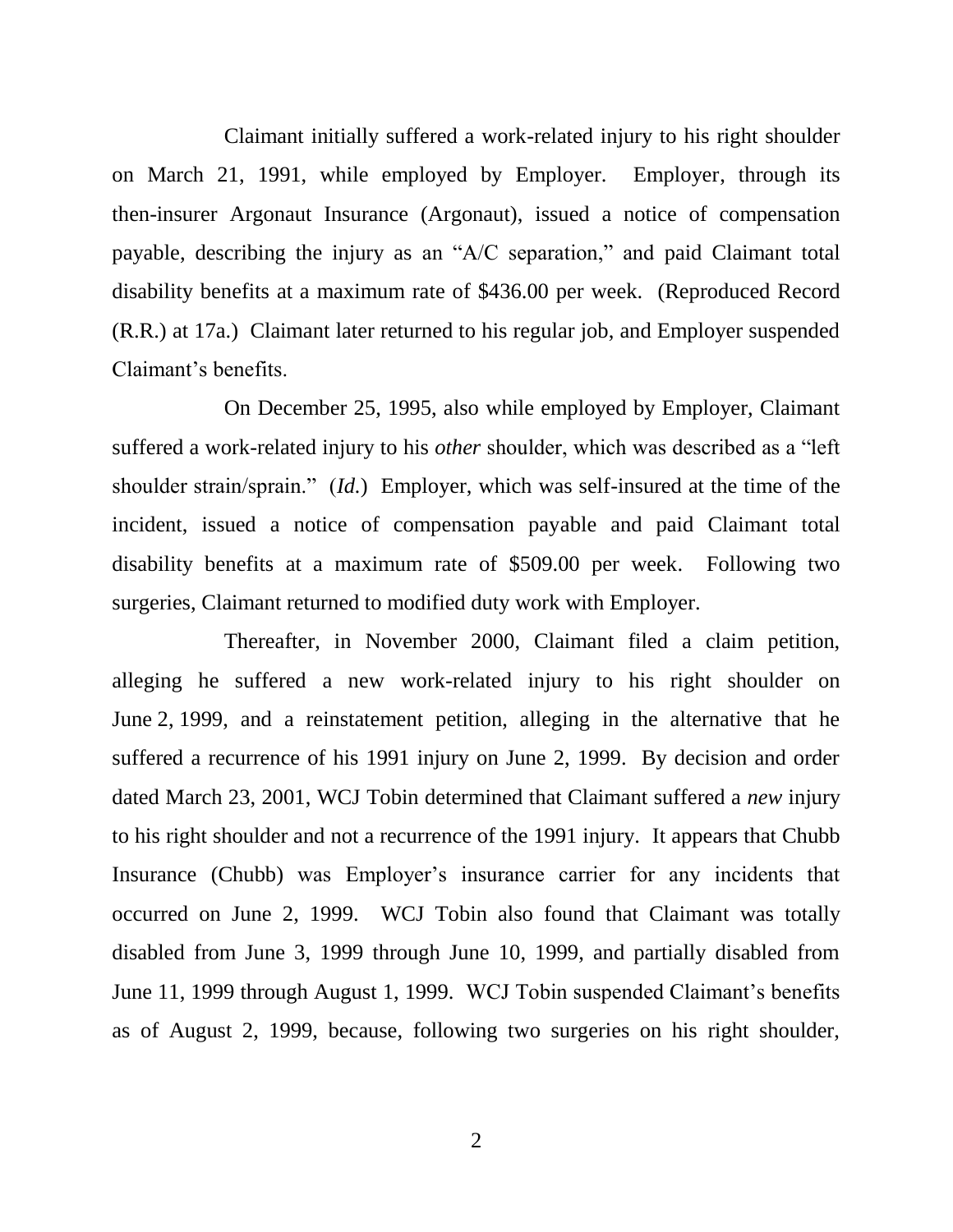Claimant initially suffered a work-related injury to his right shoulder on March 21, 1991, while employed by Employer. Employer, through its then-insurer Argonaut Insurance (Argonaut), issued a notice of compensation payable, describing the injury as an "A/C separation," and paid Claimant total disability benefits at a maximum rate of $436.00 per week. (Reproduced Record (R.R.) at 17a.) Claimant later returned to his regular job, and Employer suspended Claimant's benefits.

On December 25, 1995, also while employed by Employer, Claimant suffered a work-related injury to his *other* shoulder, which was described as a "left shoulder strain/sprain." (*Id.*) Employer, which was self-insured at the time of the incident, issued a notice of compensation payable and paid Claimant total disability benefits at a maximum rate of $509.00 per week. Following two surgeries, Claimant returned to modified duty work with Employer.

Thereafter, in November 2000, Claimant filed a claim petition, alleging he suffered a new work-related injury to his right shoulder on June 2, 1999, and a reinstatement petition, alleging in the alternative that he suffered a recurrence of his 1991 injury on June 2, 1999. By decision and order dated March 23, 2001, WCJ Tobin determined that Claimant suffered a *new* injury to his right shoulder and not a recurrence of the 1991 injury. It appears that Chubb Insurance (Chubb) was Employer's insurance carrier for any incidents that occurred on June 2, 1999. WCJ Tobin also found that Claimant was totally disabled from June 3, 1999 through June 10, 1999, and partially disabled from June 11, 1999 through August 1, 1999. WCJ Tobin suspended Claimant's benefits as of August 2, 1999, because, following two surgeries on his right shoulder,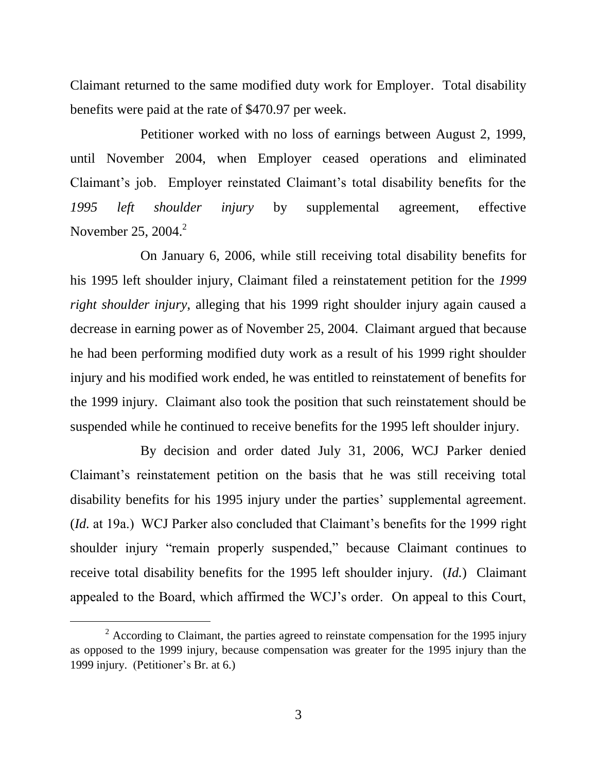Claimant returned to the same modified duty work for Employer. Total disability benefits were paid at the rate of $470.97 per week.

Petitioner worked with no loss of earnings between August 2, 1999, until November 2004, when Employer ceased operations and eliminated Claimant's job. Employer reinstated Claimant's total disability benefits for the *1995 left shoulder injury* by supplemental agreement, effective November 25, 2004.[2]

On January 6, 2006, while still receiving total disability benefits for his 1995 left shoulder injury, Claimant filed a reinstatement petition for the *1999 right shoulder injury*, alleging that his 1999 right shoulder injury again caused a decrease in earning power as of November 25, 2004. Claimant argued that because he had been performing modified duty work as a result of his 1999 right shoulder injury and his modified work ended, he was entitled to reinstatement of benefits for the 1999 injury. Claimant also took the position that such reinstatement should be suspended while he continued to receive benefits for the 1995 left shoulder injury.

By decision and order dated July 31, 2006, WCJ Parker denied Claimant's reinstatement petition on the basis that he was still receiving total disability benefits for his 1995 injury under the parties' supplemental agreement. (*Id.* at 19a.) WCJ Parker also concluded that Claimant's benefits for the 1999 right shoulder injury "remain properly suspended," because Claimant continues to receive total disability benefits for the 1995 left shoulder injury. (*Id.*) Claimant appealed to the Board, which affirmed the WCJ's order. On appeal to this Court,

[2] According to Claimant, the parties agreed to reinstate compensation for the 1995 injury as opposed to the 1999 injury, because compensation was greater for the 1995 injury than the 1999 injury. (Petitioner's Br. at 6.)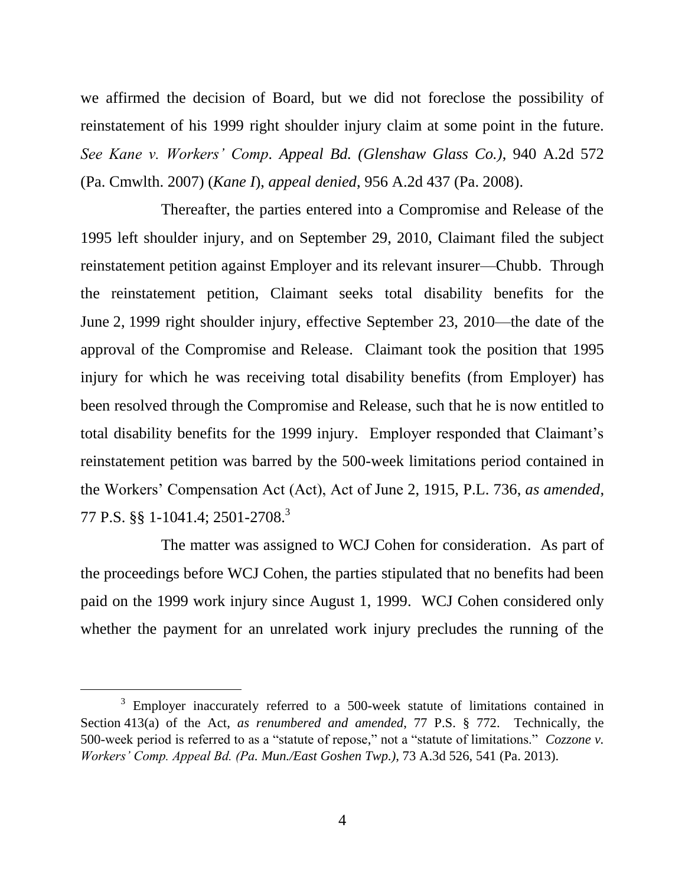we affirmed the decision of Board, but we did not foreclose the possibility of reinstatement of his 1999 right shoulder injury claim at some point in the future. *See Kane v. Workers' Comp. Appeal Bd. (Glenshaw Glass Co.)*, 940 A.2d 572 (Pa. Cmwlth. 2007) (*Kane I*), *appeal denied*, 956 A.2d 437 (Pa. 2008).

Thereafter, the parties entered into a Compromise and Release of the 1995 left shoulder injury, and on September 29, 2010, Claimant filed the subject reinstatement petition against Employer and its relevant insurer—Chubb. Through the reinstatement petition, Claimant seeks total disability benefits for the June 2, 1999 right shoulder injury, effective September 23, 2010—the date of the approval of the Compromise and Release. Claimant took the position that 1995 injury for which he was receiving total disability benefits (from Employer) has been resolved through the Compromise and Release, such that he is now entitled to total disability benefits for the 1999 injury. Employer responded that Claimant's reinstatement petition was barred by the 500-week limitations period contained in the Workers' Compensation Act (Act), Act of June 2, 1915, P.L. 736, *as amended*, 77 P.S. §§ 1-1041.4; 2501-2708.[3]

The matter was assigned to WCJ Cohen for consideration. As part of the proceedings before WCJ Cohen, the parties stipulated that no benefits had been paid on the 1999 work injury since August 1, 1999. WCJ Cohen considered only whether the payment for an unrelated work injury precludes the running of the

[3] Employer inaccurately referred to a 500-week statute of limitations contained in Section 413(a) of the Act, *as renumbered and amended*, 77 P.S. § 772. Technically, the 500-week period is referred to as a "statute of repose," not a "statute of limitations." *Cozzone v. Workers' Comp. Appeal Bd. (Pa. Mun./East Goshen Twp.)*, 73 A.3d 526, 541 (Pa. 2013).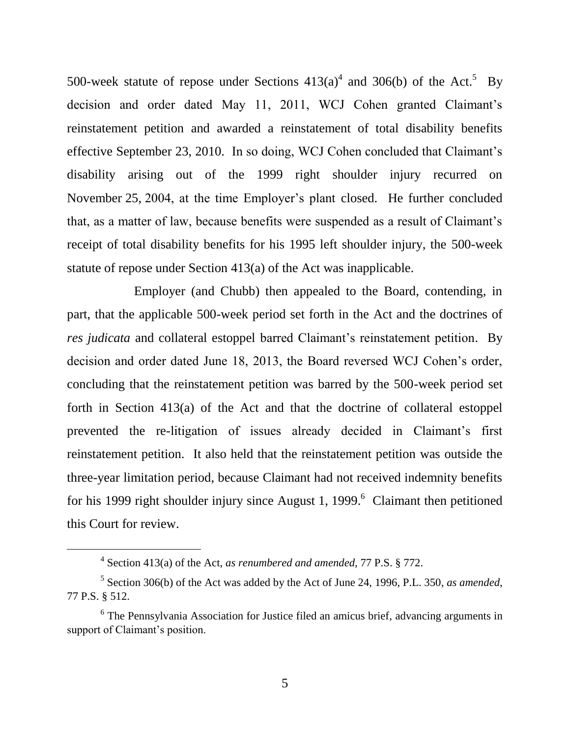500-week statute of repose under Sections 413(a)[4] and 306(b) of the Act.[5] By decision and order dated May 11, 2011, WCJ Cohen granted Claimant's reinstatement petition and awarded a reinstatement of total disability benefits effective September 23, 2010. In so doing, WCJ Cohen concluded that Claimant's disability arising out of the 1999 right shoulder injury recurred on November 25, 2004, at the time Employer's plant closed. He further concluded that, as a matter of law, because benefits were suspended as a result of Claimant's receipt of total disability benefits for his 1995 left shoulder injury, the 500-week statute of repose under Section 413(a) of the Act was inapplicable.

Employer (and Chubb) then appealed to the Board, contending, in part, that the applicable 500-week period set forth in the Act and the doctrines of *res judicata* and collateral estoppel barred Claimant's reinstatement petition. By decision and order dated June 18, 2013, the Board reversed WCJ Cohen's order, concluding that the reinstatement petition was barred by the 500-week period set forth in Section 413(a) of the Act and that the doctrine of collateral estoppel prevented the re-litigation of issues already decided in Claimant's first reinstatement petition. It also held that the reinstatement petition was outside the three-year limitation period, because Claimant had not received indemnity benefits for his 1999 right shoulder injury since August 1, 1999.[6] Claimant then petitioned this Court for review.

---

[4] Section 413(a) of the Act, *as renumbered and amended*, 77 P.S. § 772.

[5] Section 306(b) of the Act was added by the Act of June 24, 1996, P.L. 350, *as amended*, 77 P.S. § 512.

[6] The Pennsylvania Association for Justice filed an amicus brief, advancing arguments in support of Claimant's position.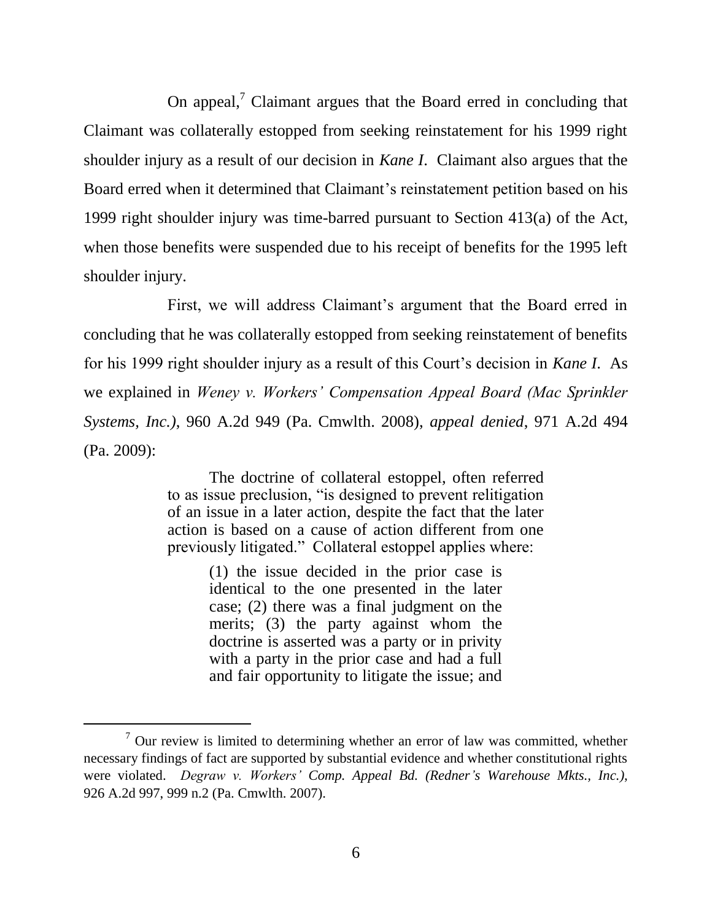On appeal,[7] Claimant argues that the Board erred in concluding that Claimant was collaterally estopped from seeking reinstatement for his 1999 right shoulder injury as a result of our decision in *Kane I*. Claimant also argues that the Board erred when it determined that Claimant's reinstatement petition based on his 1999 right shoulder injury was time-barred pursuant to Section 413(a) of the Act, when those benefits were suspended due to his receipt of benefits for the 1995 left shoulder injury.

First, we will address Claimant's argument that the Board erred in concluding that he was collaterally estopped from seeking reinstatement of benefits for his 1999 right shoulder injury as a result of this Court's decision in *Kane I*. As we explained in *Weney v. Workers' Compensation Appeal Board (Mac Sprinkler Systems, Inc.)*, 960 A.2d 949 (Pa. Cmwlth. 2008), *appeal denied*, 971 A.2d 494 (Pa. 2009):

> The doctrine of collateral estoppel, often referred to as issue preclusion, "is designed to prevent relitigation of an issue in a later action, despite the fact that the later action is based on a cause of action different from one previously litigated." Collateral estoppel applies where:
>
> > (1) the issue decided in the prior case is identical to the one presented in the later case; (2) there was a final judgment on the merits; (3) the party against whom the doctrine is asserted was a party or in privity with a party in the prior case and had a full and fair opportunity to litigate the issue; and

---

[7] Our review is limited to determining whether an error of law was committed, whether necessary findings of fact are supported by substantial evidence and whether constitutional rights were violated. *Degraw v. Workers' Comp. Appeal Bd. (Redner's Warehouse Mkts., Inc.)*, 926 A.2d 997, 999 n.2 (Pa. Cmwlth. 2007).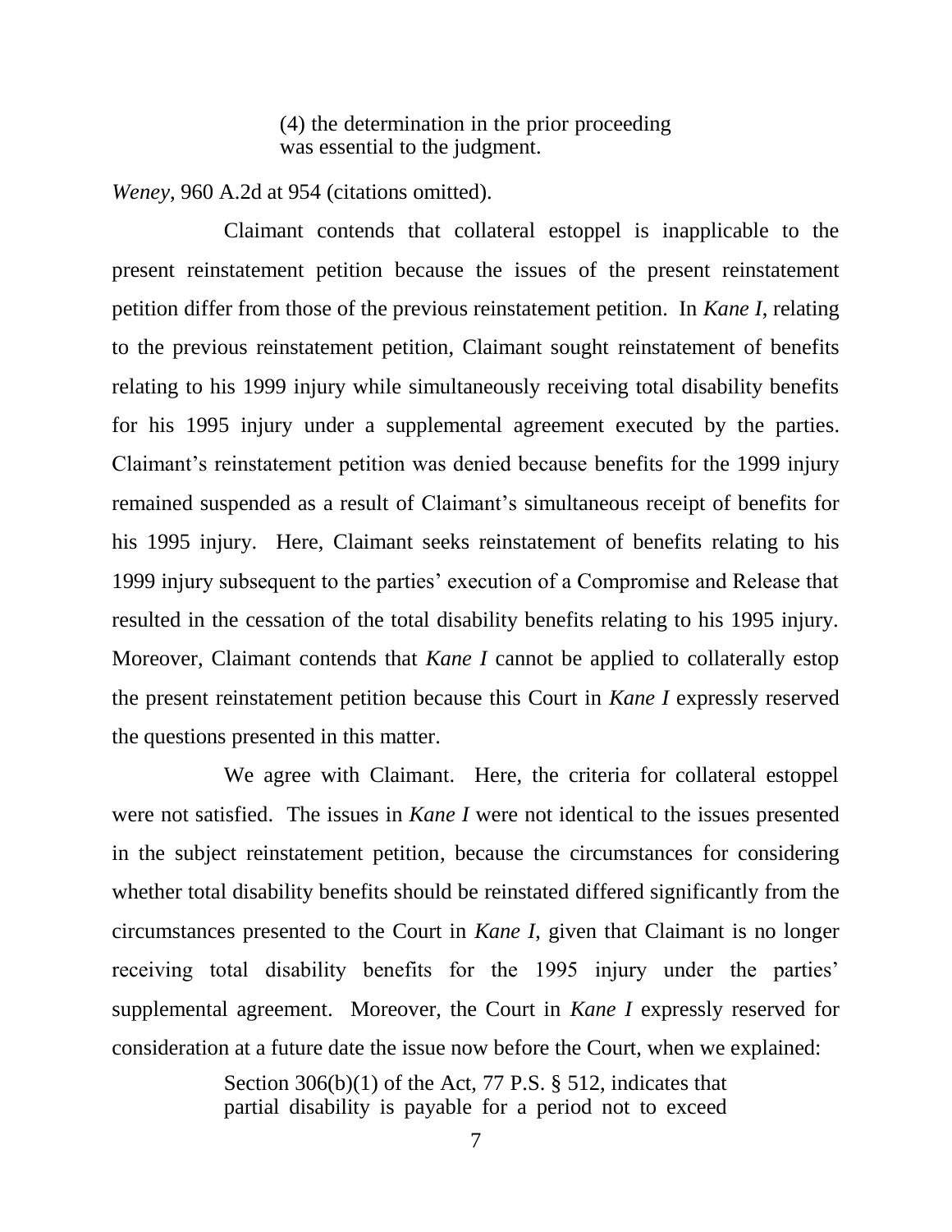> (4) the determination in the prior proceeding was essential to the judgment.

*Weney*, 960 A.2d at 954 (citations omitted).

Claimant contends that collateral estoppel is inapplicable to the present reinstatement petition because the issues of the present reinstatement petition differ from those of the previous reinstatement petition. In *Kane I*, relating to the previous reinstatement petition, Claimant sought reinstatement of benefits relating to his 1999 injury while simultaneously receiving total disability benefits for his 1995 injury under a supplemental agreement executed by the parties. Claimant's reinstatement petition was denied because benefits for the 1999 injury remained suspended as a result of Claimant's simultaneous receipt of benefits for his 1995 injury. Here, Claimant seeks reinstatement of benefits relating to his 1999 injury subsequent to the parties' execution of a Compromise and Release that resulted in the cessation of the total disability benefits relating to his 1995 injury. Moreover, Claimant contends that *Kane I* cannot be applied to collaterally estop the present reinstatement petition because this Court in *Kane I* expressly reserved the questions presented in this matter.

We agree with Claimant. Here, the criteria for collateral estoppel were not satisfied. The issues in *Kane I* were not identical to the issues presented in the subject reinstatement petition, because the circumstances for considering whether total disability benefits should be reinstated differed significantly from the circumstances presented to the Court in *Kane I*, given that Claimant is no longer receiving total disability benefits for the 1995 injury under the parties' supplemental agreement. Moreover, the Court in *Kane I* expressly reserved for consideration at a future date the issue now before the Court, when we explained:

> Section 306(b)(1) of the Act, 77 P.S. § 512, indicates that partial disability is payable for a period not to exceed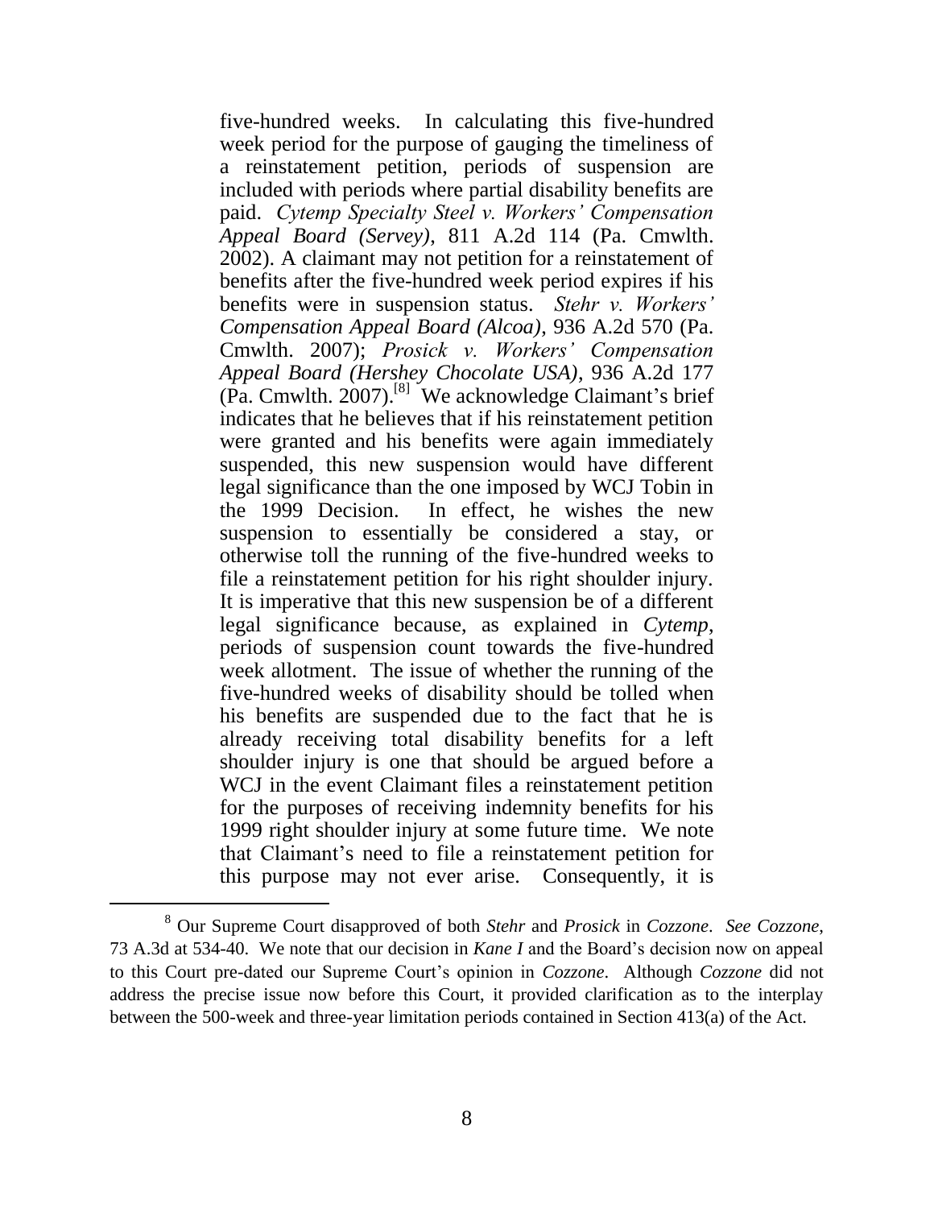five-hundred weeks. In calculating this five-hundred week period for the purpose of gauging the timeliness of a reinstatement petition, periods of suspension are included with periods where partial disability benefits are paid. *Cytemp Specialty Steel v. Workers' Compensation Appeal Board (Servey)*, 811 A.2d 114 (Pa. Cmwlth. 2002). A claimant may not petition for a reinstatement of benefits after the five-hundred week period expires if his benefits were in suspension status. *Stehr v. Workers' Compensation Appeal Board (Alcoa)*, 936 A.2d 570 (Pa. Cmwlth. 2007); *Prosick v. Workers' Compensation Appeal Board (Hershey Chocolate USA)*, 936 A.2d 177 (Pa. Cmwlth. 2007).[8] We acknowledge Claimant's brief indicates that he believes that if his reinstatement petition were granted and his benefits were again immediately suspended, this new suspension would have different legal significance than the one imposed by WCJ Tobin in the 1999 Decision. In effect, he wishes the new suspension to essentially be considered a stay, or otherwise toll the running of the five-hundred weeks to file a reinstatement petition for his right shoulder injury. It is imperative that this new suspension be of a different legal significance because, as explained in *Cytemp*, periods of suspension count towards the five-hundred week allotment. The issue of whether the running of the five-hundred weeks of disability should be tolled when his benefits are suspended due to the fact that he is already receiving total disability benefits for a left shoulder injury is one that should be argued before a WCJ in the event Claimant files a reinstatement petition for the purposes of receiving indemnity benefits for his 1999 right shoulder injury at some future time. We note that Claimant's need to file a reinstatement petition for this purpose may not ever arise. Consequently, it is

---

[8] Our Supreme Court disapproved of both *Stehr* and *Prosick* in *Cozzone*. *See Cozzone*, 73 A.3d at 534-40. We note that our decision in *Kane I* and the Board's decision now on appeal to this Court pre-dated our Supreme Court's opinion in *Cozzone*. Although *Cozzone* did not address the precise issue now before this Court, it provided clarification as to the interplay between the 500-week and three-year limitation periods contained in Section 413(a) of the Act.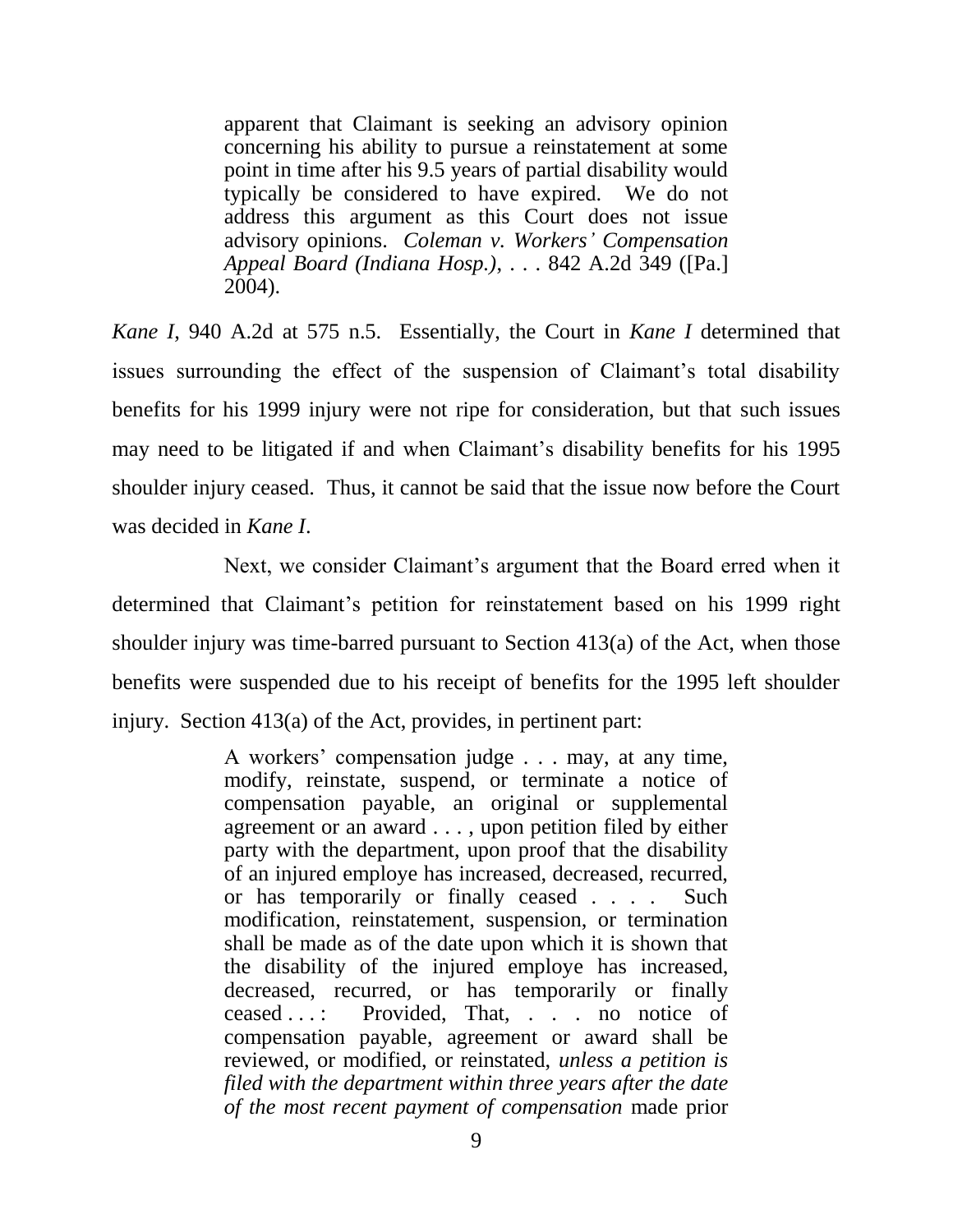> apparent that Claimant is seeking an advisory opinion concerning his ability to pursue a reinstatement at some point in time after his 9.5 years of partial disability would typically be considered to have expired. We do not address this argument as this Court does not issue advisory opinions. *Coleman v. Workers' Compensation Appeal Board (Indiana Hosp.)*, . . . 842 A.2d 349 ([Pa.] 2004).

*Kane I*, 940 A.2d at 575 n.5. Essentially, the Court in *Kane I* determined that issues surrounding the effect of the suspension of Claimant's total disability benefits for his 1999 injury were not ripe for consideration, but that such issues may need to be litigated if and when Claimant's disability benefits for his 1995 shoulder injury ceased. Thus, it cannot be said that the issue now before the Court was decided in *Kane I*.

Next, we consider Claimant's argument that the Board erred when it determined that Claimant's petition for reinstatement based on his 1999 right shoulder injury was time-barred pursuant to Section 413(a) of the Act, when those benefits were suspended due to his receipt of benefits for the 1995 left shoulder injury. Section 413(a) of the Act, provides, in pertinent part:

> A workers' compensation judge . . . may, at any time, modify, reinstate, suspend, or terminate a notice of compensation payable, an original or supplemental agreement or an award . . . , upon petition filed by either party with the department, upon proof that the disability of an injured employe has increased, decreased, recurred, or has temporarily or finally ceased . . . . Such modification, reinstatement, suspension, or termination shall be made as of the date upon which it is shown that the disability of the injured employe has increased, decreased, recurred, or has temporarily or finally ceased . . . : Provided, That, . . . no notice of compensation payable, agreement or award shall be reviewed, or modified, or reinstated, *unless a petition is filed with the department within three years after the date of the most recent payment of compensation* made prior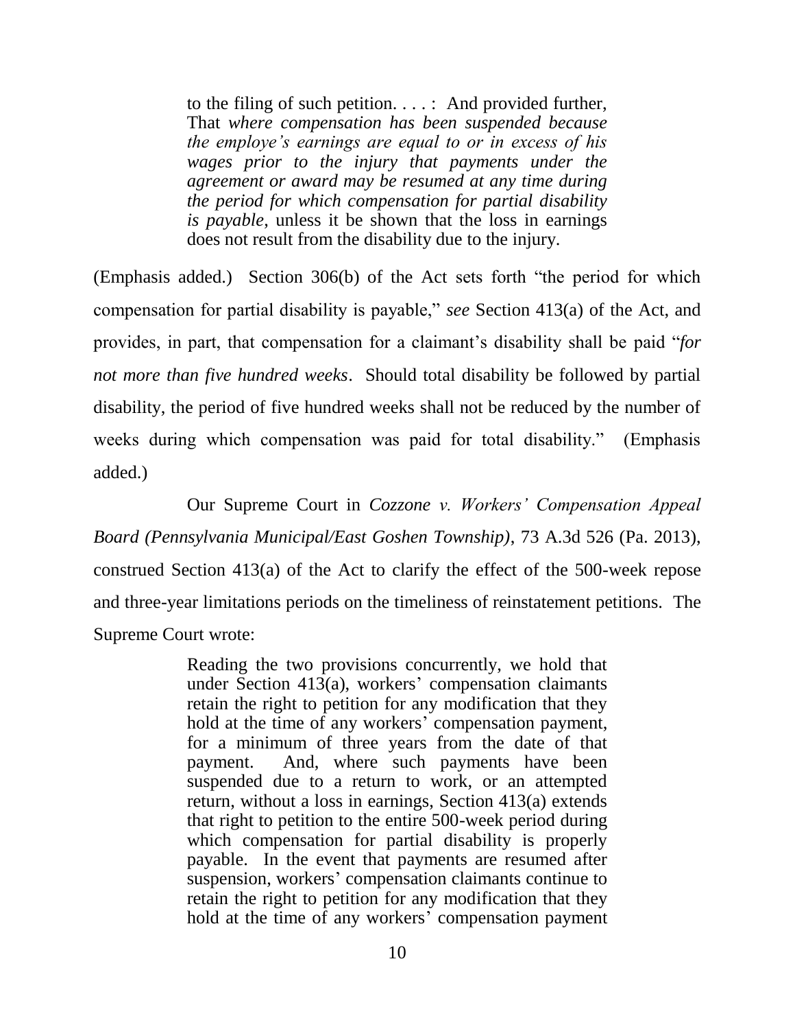> to the filing of such petition. . . . : And provided further, That *where compensation has been suspended because the employe's earnings are equal to or in excess of his wages prior to the injury that payments under the agreement or award may be resumed at any time during the period for which compensation for partial disability is payable*, unless it be shown that the loss in earnings does not result from the disability due to the injury.

(Emphasis added.) Section 306(b) of the Act sets forth "the period for which compensation for partial disability is payable," *see* Section 413(a) of the Act, and provides, in part, that compensation for a claimant's disability shall be paid "*for not more than five hundred weeks*. Should total disability be followed by partial disability, the period of five hundred weeks shall not be reduced by the number of weeks during which compensation was paid for total disability." (Emphasis added.)

Our Supreme Court in *Cozzone v. Workers' Compensation Appeal Board (Pennsylvania Municipal/East Goshen Township)*, 73 A.3d 526 (Pa. 2013), construed Section 413(a) of the Act to clarify the effect of the 500-week repose and three-year limitations periods on the timeliness of reinstatement petitions. The Supreme Court wrote:

> Reading the two provisions concurrently, we hold that under Section 413(a), workers' compensation claimants retain the right to petition for any modification that they hold at the time of any workers' compensation payment, for a minimum of three years from the date of that payment. And, where such payments have been suspended due to a return to work, or an attempted return, without a loss in earnings, Section 413(a) extends that right to petition to the entire 500-week period during which compensation for partial disability is properly payable. In the event that payments are resumed after suspension, workers' compensation claimants continue to retain the right to petition for any modification that they hold at the time of any workers' compensation payment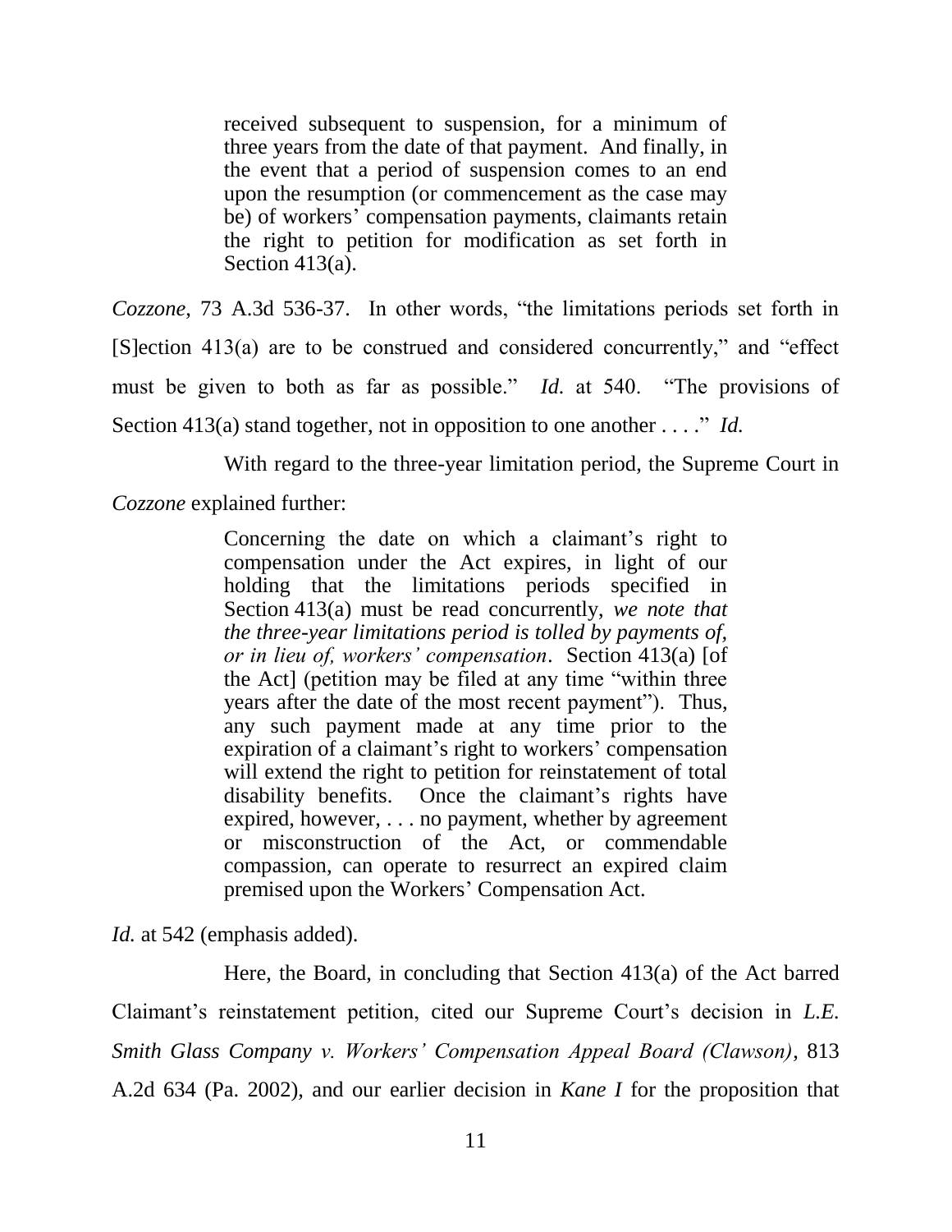> received subsequent to suspension, for a minimum of three years from the date of that payment. And finally, in the event that a period of suspension comes to an end upon the resumption (or commencement as the case may be) of workers' compensation payments, claimants retain the right to petition for modification as set forth in Section 413(a).

*Cozzone*, 73 A.3d 536-37. In other words, "the limitations periods set forth in [S]ection 413(a) are to be construed and considered concurrently," and "effect must be given to both as far as possible." *Id.* at 540. "The provisions of Section 413(a) stand together, not in opposition to one another . . . ." *Id.*

With regard to the three-year limitation period, the Supreme Court in *Cozzone* explained further:

> Concerning the date on which a claimant's right to compensation under the Act expires, in light of our holding that the limitations periods specified in Section 413(a) must be read concurrently, *we note that the three-year limitations period is tolled by payments of, or in lieu of, workers' compensation*. Section 413(a) [of the Act] (petition may be filed at any time "within three years after the date of the most recent payment"). Thus, any such payment made at any time prior to the expiration of a claimant's right to workers' compensation will extend the right to petition for reinstatement of total disability benefits. Once the claimant's rights have expired, however, . . . no payment, whether by agreement or misconstruction of the Act, or commendable compassion, can operate to resurrect an expired claim premised upon the Workers' Compensation Act.

*Id.* at 542 (emphasis added).

Here, the Board, in concluding that Section 413(a) of the Act barred Claimant's reinstatement petition, cited our Supreme Court's decision in *L.E. Smith Glass Company v. Workers' Compensation Appeal Board (Clawson)*, 813 A.2d 634 (Pa. 2002), and our earlier decision in *Kane I* for the proposition that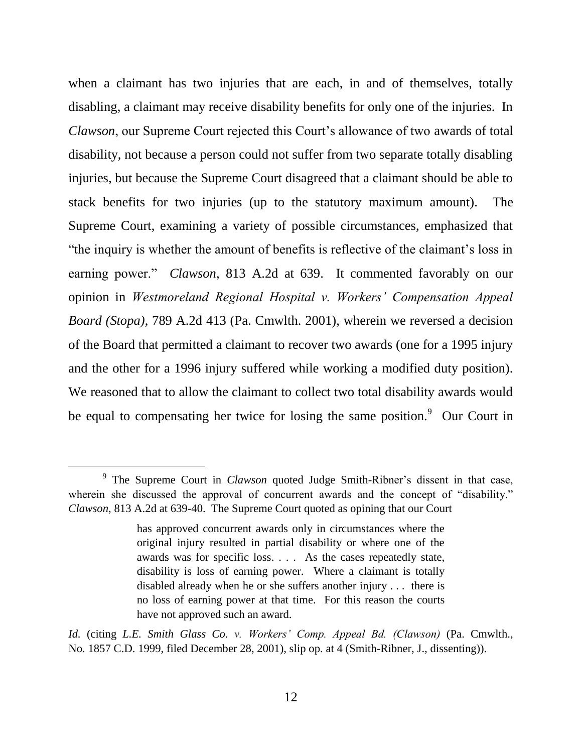when a claimant has two injuries that are each, in and of themselves, totally disabling, a claimant may receive disability benefits for only one of the injuries. In *Clawson*, our Supreme Court rejected this Court's allowance of two awards of total disability, not because a person could not suffer from two separate totally disabling injuries, but because the Supreme Court disagreed that a claimant should be able to stack benefits for two injuries (up to the statutory maximum amount). The Supreme Court, examining a variety of possible circumstances, emphasized that "the inquiry is whether the amount of benefits is reflective of the claimant's loss in earning power." *Clawson*, 813 A.2d at 639. It commented favorably on our opinion in *Westmoreland Regional Hospital v. Workers' Compensation Appeal Board (Stopa)*, 789 A.2d 413 (Pa. Cmwlth. 2001), wherein we reversed a decision of the Board that permitted a claimant to recover two awards (one for a 1995 injury and the other for a 1996 injury suffered while working a modified duty position). We reasoned that to allow the claimant to collect two total disability awards would be equal to compensating her twice for losing the same position.[9] Our Court in

---

[9] The Supreme Court in *Clawson* quoted Judge Smith-Ribner's dissent in that case, wherein she discussed the approval of concurrent awards and the concept of "disability." *Clawson*, 813 A.2d at 639-40. The Supreme Court quoted as opining that our Court

> has approved concurrent awards only in circumstances where the original injury resulted in partial disability or where one of the awards was for specific loss. . . . As the cases repeatedly state, disability is loss of earning power. Where a claimant is totally disabled already when he or she suffers another injury . . . there is no loss of earning power at that time. For this reason the courts have not approved such an award.

*Id.* (citing *L.E. Smith Glass Co. v. Workers' Comp. Appeal Bd. (Clawson)* (Pa. Cmwlth., No. 1857 C.D. 1999, filed December 28, 2001), slip op. at 4 (Smith-Ribner, J., dissenting)).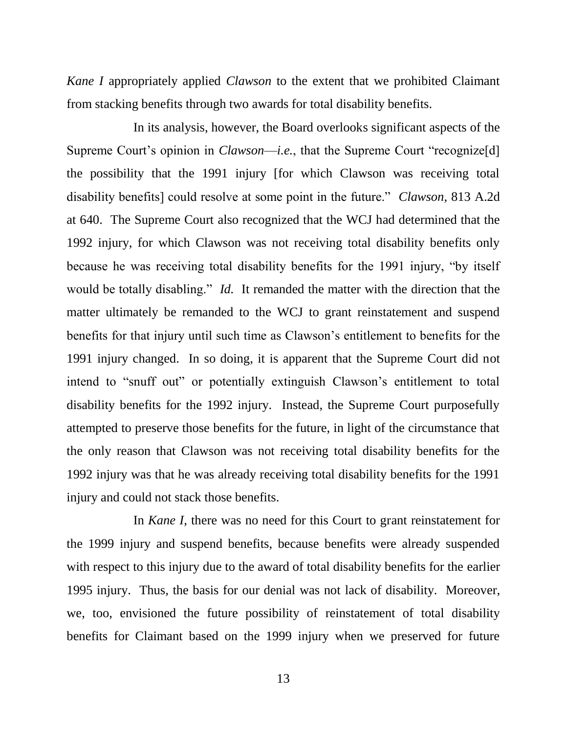*Kane I* appropriately applied *Clawson* to the extent that we prohibited Claimant from stacking benefits through two awards for total disability benefits.

In its analysis, however, the Board overlooks significant aspects of the Supreme Court's opinion in *Clawson*—*i.e.*, that the Supreme Court "recognize[d] the possibility that the 1991 injury [for which Clawson was receiving total disability benefits] could resolve at some point in the future." *Clawson*, 813 A.2d at 640. The Supreme Court also recognized that the WCJ had determined that the 1992 injury, for which Clawson was not receiving total disability benefits only because he was receiving total disability benefits for the 1991 injury, "by itself would be totally disabling." *Id.* It remanded the matter with the direction that the matter ultimately be remanded to the WCJ to grant reinstatement and suspend benefits for that injury until such time as Clawson's entitlement to benefits for the 1991 injury changed. In so doing, it is apparent that the Supreme Court did not intend to "snuff out" or potentially extinguish Clawson's entitlement to total disability benefits for the 1992 injury. Instead, the Supreme Court purposefully attempted to preserve those benefits for the future, in light of the circumstance that the only reason that Clawson was not receiving total disability benefits for the 1992 injury was that he was already receiving total disability benefits for the 1991 injury and could not stack those benefits.

In *Kane I*, there was no need for this Court to grant reinstatement for the 1999 injury and suspend benefits, because benefits were already suspended with respect to this injury due to the award of total disability benefits for the earlier 1995 injury. Thus, the basis for our denial was not lack of disability. Moreover, we, too, envisioned the future possibility of reinstatement of total disability benefits for Claimant based on the 1999 injury when we preserved for future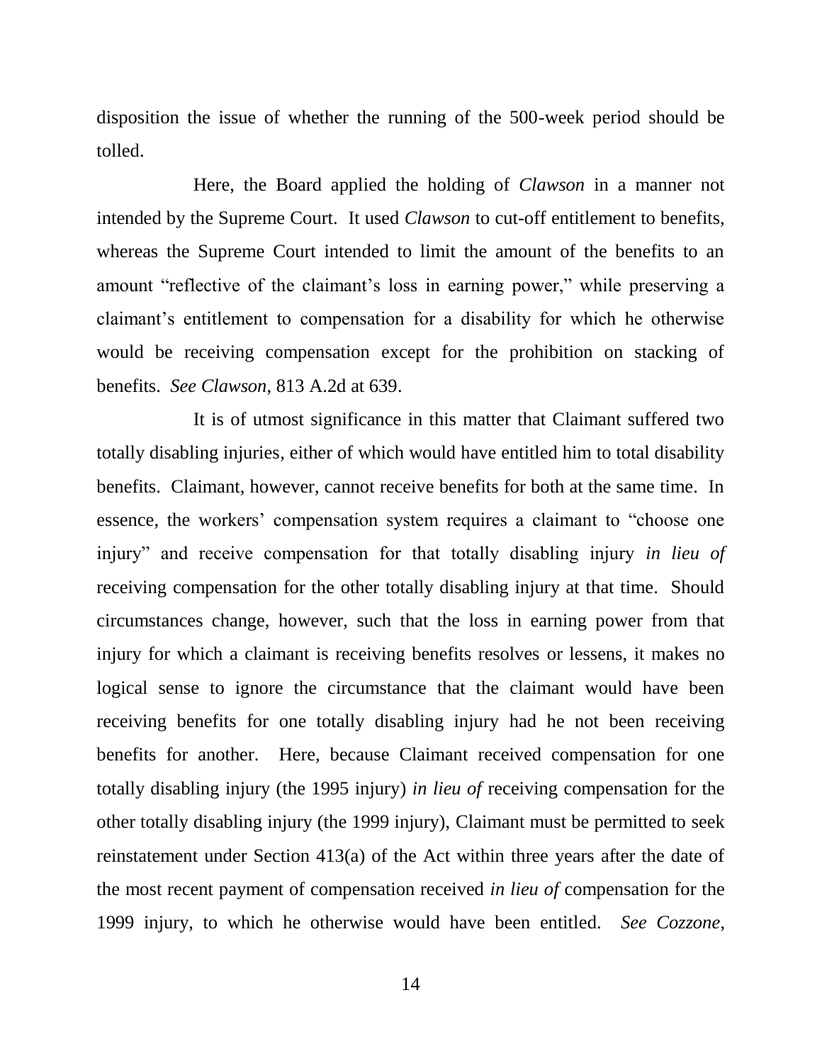disposition the issue of whether the running of the 500-week period should be tolled.

Here, the Board applied the holding of *Clawson* in a manner not intended by the Supreme Court. It used *Clawson* to cut-off entitlement to benefits, whereas the Supreme Court intended to limit the amount of the benefits to an amount "reflective of the claimant's loss in earning power," while preserving a claimant's entitlement to compensation for a disability for which he otherwise would be receiving compensation except for the prohibition on stacking of benefits. *See Clawson*, 813 A.2d at 639.

It is of utmost significance in this matter that Claimant suffered two totally disabling injuries, either of which would have entitled him to total disability benefits. Claimant, however, cannot receive benefits for both at the same time. In essence, the workers' compensation system requires a claimant to "choose one injury" and receive compensation for that totally disabling injury *in lieu of* receiving compensation for the other totally disabling injury at that time. Should circumstances change, however, such that the loss in earning power from that injury for which a claimant is receiving benefits resolves or lessens, it makes no logical sense to ignore the circumstance that the claimant would have been receiving benefits for one totally disabling injury had he not been receiving benefits for another. Here, because Claimant received compensation for one totally disabling injury (the 1995 injury) *in lieu of* receiving compensation for the other totally disabling injury (the 1999 injury), Claimant must be permitted to seek reinstatement under Section 413(a) of the Act within three years after the date of the most recent payment of compensation received *in lieu of* compensation for the 1999 injury, to which he otherwise would have been entitled. *See Cozzone*,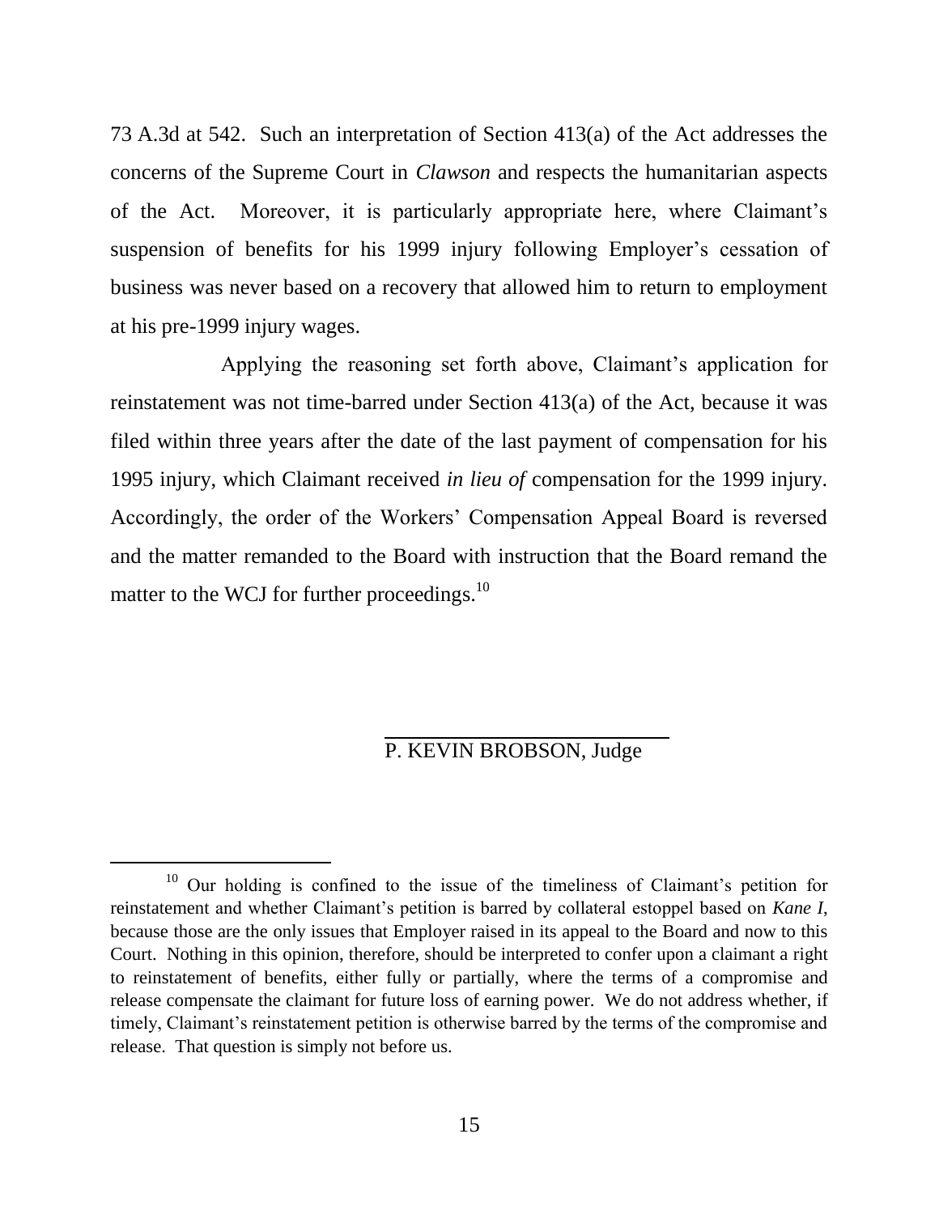73 A.3d at 542. Such an interpretation of Section 413(a) of the Act addresses the concerns of the Supreme Court in *Clawson* and respects the humanitarian aspects of the Act. Moreover, it is particularly appropriate here, where Claimant's suspension of benefits for his 1999 injury following Employer's cessation of business was never based on a recovery that allowed him to return to employment at his pre-1999 injury wages.

Applying the reasoning set forth above, Claimant's application for reinstatement was not time-barred under Section 413(a) of the Act, because it was filed within three years after the date of the last payment of compensation for his 1995 injury, which Claimant received *in lieu of* compensation for the 1999 injury. Accordingly, the order of the Workers' Compensation Appeal Board is reversed and the matter remanded to the Board with instruction that the Board remand the matter to the WCJ for further proceedings.[10]

P. KEVIN BROBSON, Judge

---

[10] Our holding is confined to the issue of the timeliness of Claimant's petition for reinstatement and whether Claimant's petition is barred by collateral estoppel based on *Kane I*, because those are the only issues that Employer raised in its appeal to the Board and now to this Court. Nothing in this opinion, therefore, should be interpreted to confer upon a claimant a right to reinstatement of benefits, either fully or partially, where the terms of a compromise and release compensate the claimant for future loss of earning power. We do not address whether, if timely, Claimant's reinstatement petition is otherwise barred by the terms of the compromise and release. That question is simply not before us.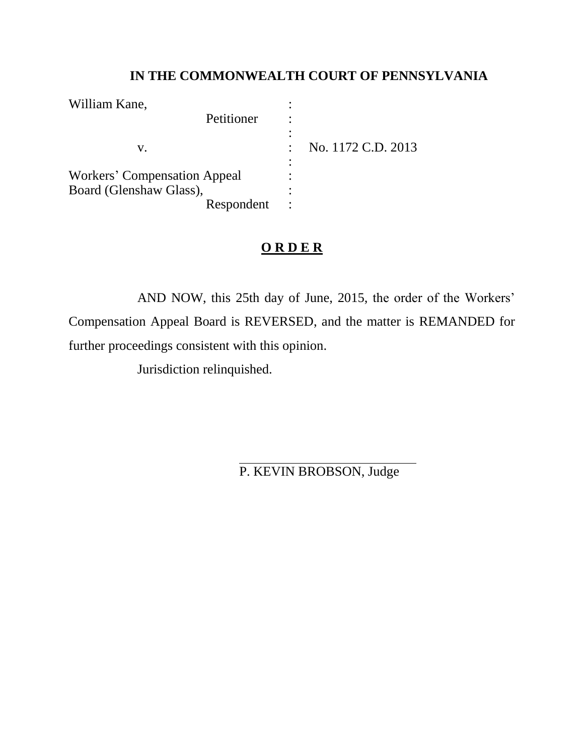**IN THE COMMONWEALTH COURT OF PENNSYLVANIA**

| | | |
|---|---|---|
| William Kane, Petitioner | : | |
| v. | : | No. 1172 C.D. 2013 |
| Workers' Compensation Appeal Board (Glenshaw Glass), Respondent | : | |

**O R D E R**

AND NOW, this 25th day of June, 2015, the order of the Workers' Compensation Appeal Board is REVERSED, and the matter is REMANDED for further proceedings consistent with this opinion.

Jurisdiction relinquished.

P. KEVIN BROBSON, Judge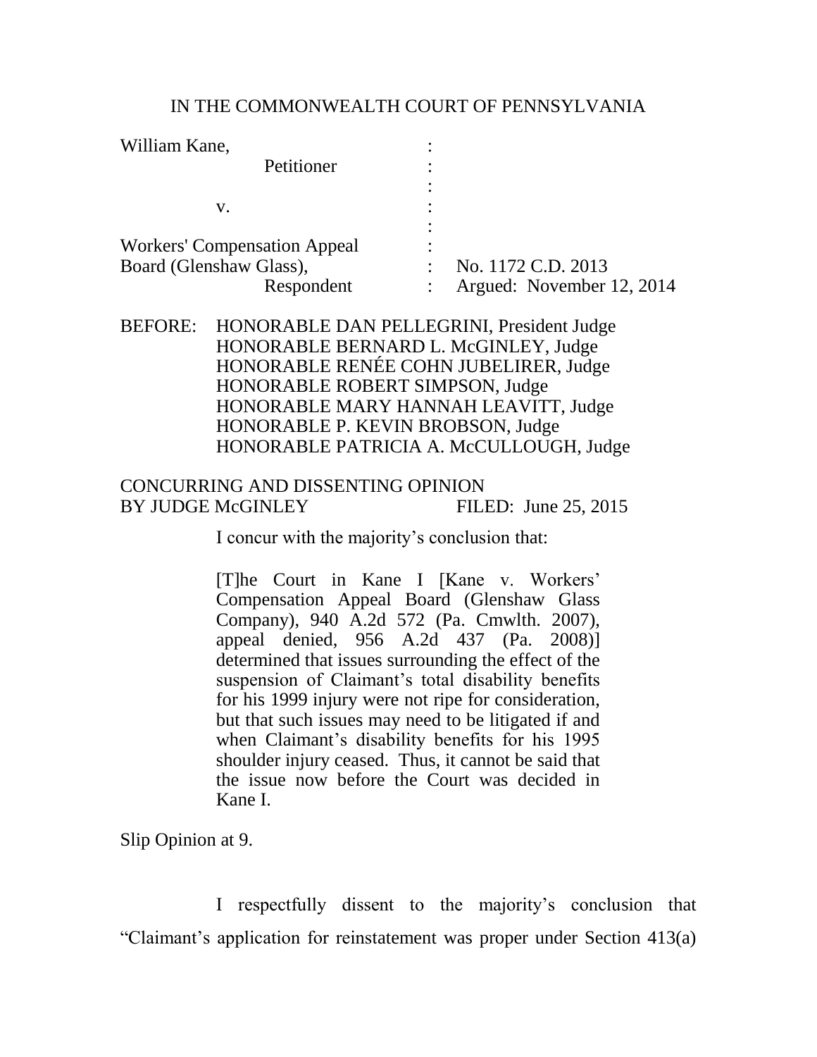IN THE COMMONWEALTH COURT OF PENNSYLVANIA

William Kane, :
Petitioner :
:
v. :
:
Workers' Compensation Appeal :
Board (Glenshaw Glass), : No. 1172 C.D. 2013
Respondent : Argued: November 12, 2014

BEFORE: HONORABLE DAN PELLEGRINI, President Judge
HONORABLE BERNARD L. McGINLEY, Judge
HONORABLE RENÉE COHN JUBELIRER, Judge
HONORABLE ROBERT SIMPSON, Judge
HONORABLE MARY HANNAH LEAVITT, Judge
HONORABLE P. KEVIN BROBSON, Judge
HONORABLE PATRICIA A. McCULLOUGH, Judge

CONCURRING AND DISSENTING OPINION
BY JUDGE McGINLEY FILED: June 25, 2015

I concur with the majority's conclusion that:

> [T]he Court in Kane I [Kane v. Workers' Compensation Appeal Board (Glenshaw Glass Company), 940 A.2d 572 (Pa. Cmwlth. 2007), appeal denied, 956 A.2d 437 (Pa. 2008)] determined that issues surrounding the effect of the suspension of Claimant's total disability benefits for his 1999 injury were not ripe for consideration, but that such issues may need to be litigated if and when Claimant's disability benefits for his 1995 shoulder injury ceased. Thus, it cannot be said that the issue now before the Court was decided in Kane I.

Slip Opinion at 9.

I respectfully dissent to the majority's conclusion that "Claimant's application for reinstatement was proper under Section 413(a)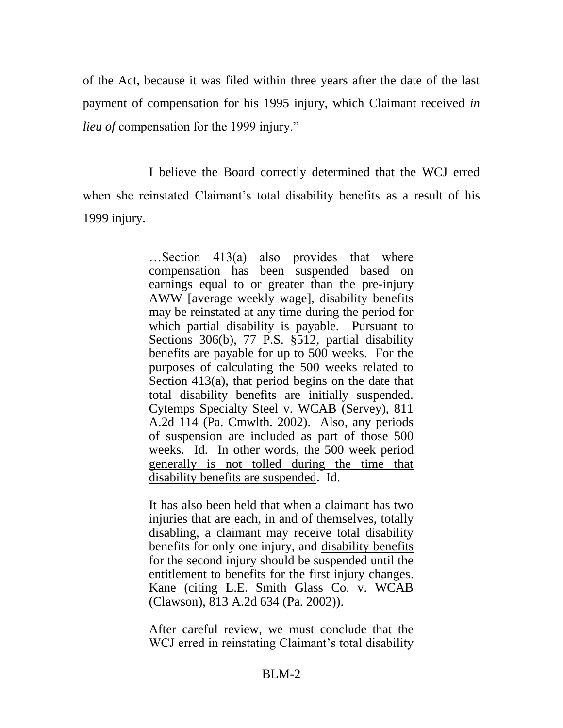of the Act, because it was filed within three years after the date of the last payment of compensation for his 1995 injury, which Claimant received *in lieu of* compensation for the 1999 injury."

I believe the Board correctly determined that the WCJ erred when she reinstated Claimant's total disability benefits as a result of his 1999 injury.

> …Section 413(a) also provides that where compensation has been suspended based on earnings equal to or greater than the pre-injury AWW [average weekly wage], disability benefits may be reinstated at any time during the period for which partial disability is payable. Pursuant to Sections 306(b), 77 P.S. §512, partial disability benefits are payable for up to 500 weeks. For the purposes of calculating the 500 weeks related to Section 413(a), that period begins on the date that total disability benefits are initially suspended. Cytemps Specialty Steel v. WCAB (Servey), 811 A.2d 114 (Pa. Cmwlth. 2002). Also, any periods of suspension are included as part of those 500 weeks. Id. <u>In other words, the 500 week period generally is not tolled during the time that disability benefits are suspended</u>. Id.
>
> It has also been held that when a claimant has two injuries that are each, in and of themselves, totally disabling, a claimant may receive total disability benefits for only one injury, and <u>disability benefits for the second injury should be suspended until the entitlement to benefits for the first injury changes</u>. Kane (citing L.E. Smith Glass Co. v. WCAB (Clawson), 813 A.2d 634 (Pa. 2002)).
>
> After careful review, we must conclude that the WCJ erred in reinstating Claimant's total disability

BLM-2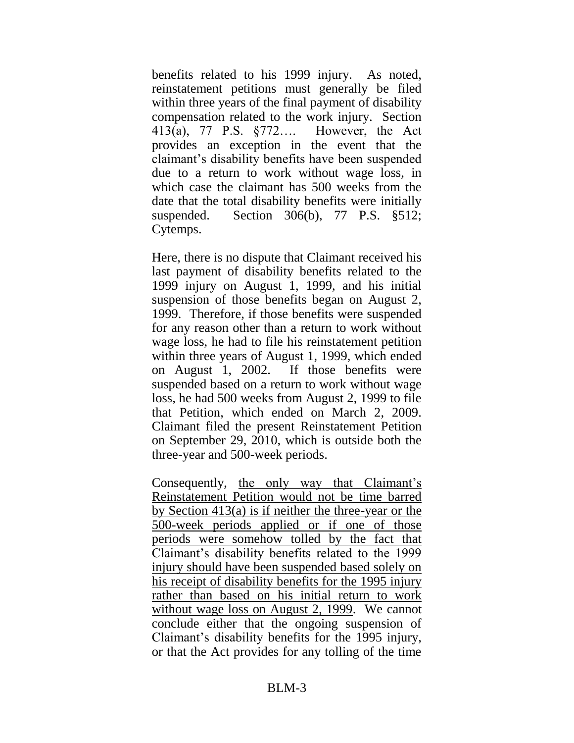benefits related to his 1999 injury. As noted, reinstatement petitions must generally be filed within three years of the final payment of disability compensation related to the work injury. Section 413(a), 77 P.S. §772…. However, the Act provides an exception in the event that the claimant's disability benefits have been suspended due to a return to work without wage loss, in which case the claimant has 500 weeks from the date that the total disability benefits were initially suspended. Section 306(b), 77 P.S. §512; Cytemps.

Here, there is no dispute that Claimant received his last payment of disability benefits related to the 1999 injury on August 1, 1999, and his initial suspension of those benefits began on August 2, 1999. Therefore, if those benefits were suspended for any reason other than a return to work without wage loss, he had to file his reinstatement petition within three years of August 1, 1999, which ended on August 1, 2002. If those benefits were suspended based on a return to work without wage loss, he had 500 weeks from August 2, 1999 to file that Petition, which ended on March 2, 2009. Claimant filed the present Reinstatement Petition on September 29, 2010, which is outside both the three-year and 500-week periods.

Consequently, <u>the only way that Claimant's Reinstatement Petition would not be time barred by Section 413(a) is if neither the three-year or the 500-week periods applied or if one of those periods were somehow tolled by the fact that Claimant's disability benefits related to the 1999 injury should have been suspended based solely on his receipt of disability benefits for the 1995 injury rather than based on his initial return to work without wage loss on August 2, 1999</u>. We cannot conclude either that the ongoing suspension of Claimant's disability benefits for the 1995 injury, or that the Act provides for any tolling of the time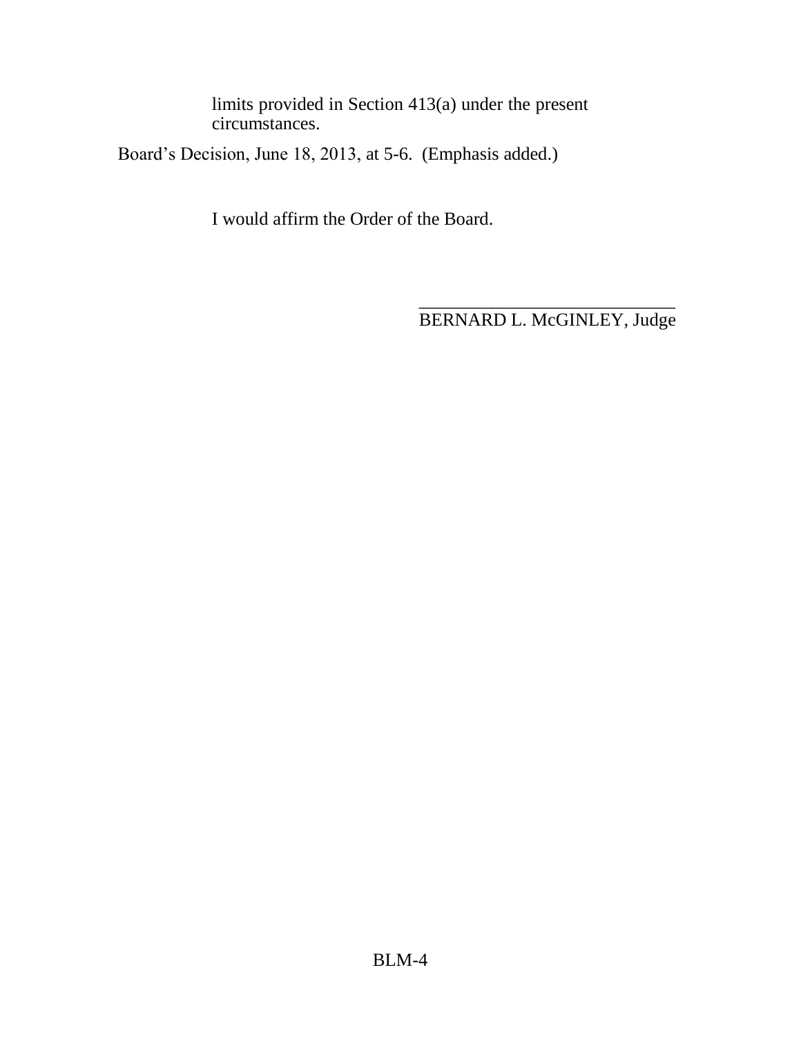> limits provided in Section 413(a) under the present circumstances.

Board's Decision, June 18, 2013, at 5-6. (Emphasis added.)

I would affirm the Order of the Board.

\_\_\_\_\_\_\_\_\_\_\_\_\_\_\_\_\_\_\_\_\_\_\_\_\_\_\_\_\_\_
BERNARD L. McGINLEY, Judge